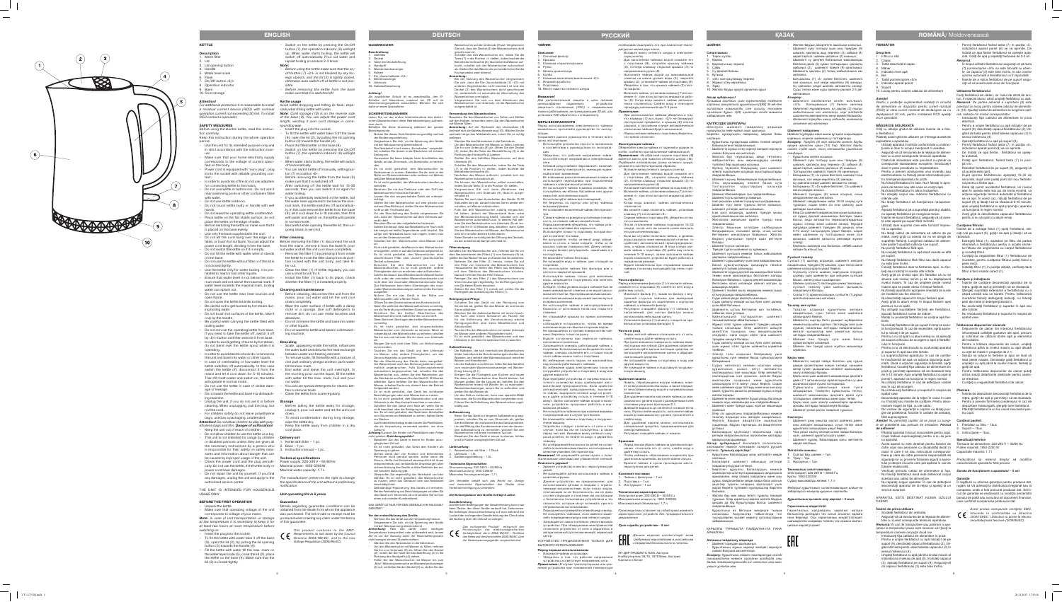# ENGLISH

## KETTLE

### Description
1. Mesh filter
2. Lid
3. Lid opening button
4. Handle
5. Water level scale
6. Flask
7. On/Off button «I/0»
8. Operation indicator
9. Base
10. Cord storage

**Attention!** For additional protection it is reasonable to install a residual current device (RCD) with nominal operation current not exceeding 30 mA. To install RCD contact a specialist.

### SAFETY MEASURES
Before using the electric kettle, read this instruction carefully.
Keep this instruction during the whole operation period.
- Use the unit for its intended purpose only and in strict accordance with the instruction manual.
- Make sure that your home electricity supply corresponds to the voltage of current specified on the body.
- Power cord is equipped with "euro plug"; plug it into the socket with reliable grounding contact.
- In order to avoid risk of fire do not use adapters for connecting kettle to the mains.
- Do not use kettle in bathrooms. Do not use it near swimming pools or other containers filled with water.
- Do not use kettle outdoors.
- Do not touch kettle body or handle with wet hands.
- Do not leave the operating kettle unattended.
- Place kettle on the flat stable surface; do not place the kettle on the edge of table.
- Before switching the kettle on make sure that it is placed on the base evenly.
- Use only the base supplied with the unit.
- Do not let the cord hang over the edge of a table, or touch hot surfaces. You can adjust the power cord length, winding it over the base.
- Do not switch the kettle on if it's empty.
- Do not fill the kettle with water when it stands on the base.
- Do not use the kettle without filter or if the lid is not locked tightly.
- Use the kettle only for water boiling. It is prohibited to heat or boil other liquids.
- Ensure that water level is not below the minimum mark and not above the maximum mark. If water level exceeds the maximum mark, boiling water can splash out.
- Do not use the unit near heat sources and open flame.
- Do not open the kettle lid during boiling.
- Be careful not to get burned by hot steam during boiling water.
- Do not touch hot surfaces of the kettle, take it only by the handle.
- Be careful while opening the kettle filled with boiling water.
- Do not remove the operating kettle from base. If you need to take the kettle off, switch it off by «I/0» button and only after that take it off the base.
- In order to avoid electric shock do not immerse the unit and base into water or other liquids.
- In case of overheating or if the kettle is switched on without water, the kettle switches off automatically. In this case, remove the kettle from the base (9), and let it cool down for 5-10 minutes, then fill it with water and switch it on; the kettle will operate in normal mode.
- Do not switch the kettle on in case of visible damage or leakage.
- Do not wash the kettle and base in a dishwashing machine.
- **Attention!** Do not allow children to play with polyethylene bags and films. **Danger of suffocation!**
- Keep the unit out of reach of children.
- Do not allow children to use the kettle as a toy.
- This unit is not intended for usage by children or disabled persons unless they are given all the necessary instructions by a person who is responsible for their safety on safety measures and information about danger that can be caused by improper usage of the unit.
- Check the power cord and the plug periodically. Do not use the kettle if the kettle body or power cord have damages.
- Do not repair the unit by yourself. If you find any damages, unplug the unit and apply to the authorized service center.

THE UNIT IS INTENDED FOR HOUSEHOLD USAGE ONLY

### BEFORE THE FIRST OPERATION
- Unpack the kettle.
- Make sure that operating voltage of the unit corresponds to voltage of your mains.

**Note:** In case of unit transportation or storage at low temperature it is necessary to keep it for at least two hours at room temperature before switching on.
- Insert the plug into the socket.
- To fill the kettle with water take it off the base (9), open the lid (2), by pushing the lid opening button (3) towards the handle (4).
- Fill the kettle with water till the max. mark on the water level scale (5), close the lid (2), place the kettle on the base (9). Make sure that the lid (2) is closed tightly.
- Switch on the kettle by pressing the On/Off button (7); the operation indicator (8) will light up. When water starts boiling, the kettle will switch off automatically. Pour out water and repeat boiling procedure 2-3 times.

**Note:** Before using the kettle make sure that the on/off button (7) «I/0» is not blocked by any foreign objects, and the lid (2) is tightly closed, otherwise auto switch-off of kettle is not possible.
Before removing the kettle from the base make sure that it is switched off.

### Kettle usage
Avoid kettle dropping and hitting its flask, especially when filling with water.

**Note:** Cord storage (10) is on the reverse side of the base (9). You can adjust the power cord length, winding it over cord storage.
- Insert the plug into the socket.
- To fill the kettle with water take it off the base (9) and open the lid (2), pushing the lid opening button (3) towards the handle (4).
- Place the filled kettle on the base (9).
- Switch on the kettle by pressing the On/Off button (7), the operation indicator (8) will light up.
- When water starts boiling, the kettle will switch off automatically.
- You can switch the kettle off manually, setting the button (7) to position «0».
- Before removing the kettle from the base make sure that it is switched off.
- After switching off, the kettle will cool for 15-30 seconds, then you can switch it on again for water boiling.
- If you accidentally switched on the kettle, but the water level appeared to be below the minimum mark, the kettle switches off automatically. In this case remove the kettle from the base (9), and let it cool down for 5-10 minutes, then fill it with water and switch on, the kettle will operate in normal mode.
- Be careful while opening the kettle lid, the outgoing steam is very hot.

### Filter cleaning
Before removing the filter (1) disconnect the unit from the mains, open the lid (2), pour out water and let the unit cool down completely.
- Remove the filter (1) by pressing it from inside the kettle to move the filter clamp from the grooves, and take it out.
- Clean the filter (1) under running water, you can use a small brush for it.
- Install the filter (1) back in its place, check whether the filter (1) is installed properly.

### Cleaning and maintenance
- Before cleaning, disconnect the unit from the mains, pour out water and let the unit cool down completely.
- Wipe the outer surface of kettle with a damp cloth or a sponge. Use soft detergents to remove dirt, do not use metal brushes and abrasives.
- Do not immerse the kettle and base into water or other liquids.
- Do not wash the kettle and base in a dishwashing machine.

### Descaling
- Scale, appearing inside the kettle, influences the water taste and disturbs the heat exchange between water and heating element.
- To remove scale, fill the kettle with a mixture of one part ordinary vinegar and two parts water till the max. mark.
- Boil water and leave the unit overnight; in the morning pour out the liquid, fill the kettle with water till the max. mark, boil and pour out water.
- You can use special detergents for electric kettles to remove scale.
- Clean the kettle from scale regularly.

### Storage
- Before taking the kettle away for storage, unplug it, pour out water and let the unit cool down.
- To avoid condensation during long storage, wipe the kettle dry.
- Keep the kettle away from children in a dry cool place.

### Delivery set
1. Kettle with filter – 1 pc.
2. Base – 1 pc.
3. Instruction manual – 1 pc.

### Technical specifications
Power supply: 220-240 V ~ 50/60 Hz
Maximal power: 1850-2200 W
Maximal water capacity: 1.7 L

*The manufacturer preserves the right to change the specifications of the unit without a preliminary notification.*

**Unit operating life is 3 years**

### Guarantee
Details regarding guarantee conditions can be obtained from the dealer from whom the appliance was purchased. The bill of sale or receipt must be produced when making any claim under the terms of this guarantee.

This product conforms to the EMC-Requirements as laid down by the Council Directive 2004/108/EC and to the Low Voltage Regulation (2006/95/EC).

# DEUTSCH

## WASSERKOCHER

### Beschreibung
1. Siebfilter
2. Deckel
3. Taste der Deckelöffnung
4. Handgriff
5. Wasserstandsanzeige
6. Kolben
7. Ein-/Ausschaltknopf «I/0»
8. Betriebsanzeige
9. Unterteil
10. Kabelaufbewahrung

**Achtung!** Als zusätzlichen Schutz ist es zweckmäßig, den FI-Schalter mit Nennstrom maximal bis 30 mA im Stromversorgungskreis aufzustellen. Wenden Sie sich dafür an einen Spezialisten.

### SICHERHEITSMAßNAHMEN
Lesen Sie sich vor der ersten Inbetriebnahme des elektrischen Wasserkochers diese Betriebsanleitung aufmerksam durch.
Bewahren Sie diese Anleitung während der ganzen Betriebsperiode.
- Nutzen Sie dieses Gerät bestimmungsmäßig und laut der Bedienungsanleitung.
- Vergewissern Sie sich, ob die Spannung des Geräts mit der Netzspannung übereinstimmt.
- Das Netzkabel ist mit einem „Eurostecker" ausgestattet; schalten Sie ihn in die Steckdose mit sicherem Erdungskontakt ein.
- Um Brandrisiko zu vermeiden, benutzen Sie keine Adapter beim Anschluss des Geräts an das Stromnetz.
- Es ist nicht gestattet, den Wasserkocher im Badezimmer zu nutzen. Betreiben Sie das Gerät nicht in der Nähe von Schwimmbädern oder anderen mit Wasser gefüllten Behältern.
- Es ist nicht gestattet, den Wasserkocher draußen zu benutzen.
- Berühren Sie nie das Gehäuse oder den Griff des Wasserkochers mit nassen Händen.
- Lassen Sie das eingeschaltete Gerät nie unbeaufsichtigt.
- Stellen Sie den Wasserkocher auf eine ebene stabile Oberfläche; stellen Sie den Wasserkocher nicht an die Tischkante.
- Vergewissern Sie sich vor der Einschaltung, dass der Wasserkocher auf dem Unterteil richtig aufgestellt ist.
- Nutzen Sie nur das Unterteil, das mitgeliefert wurde.
- Lassen Sie das Netzkabel nicht von der Tischkante herunterhängen und vermeiden Sie seinen Kontakt mit heißen Oberflächen. Sie können die Länge des Netzkabels regeln, indem Sie das Netzkabel um das Unterteil wickeln.
- Schalten Sie den Wasserkocher ohne Wasser nicht ein.
- Es ist nicht gestattet, den Wasserkocher mit Wasser zu füllen, wenn er auf dem Unterteil aufgestellt ist.
- Es ist nicht gestattet, den Wasserkocher ohne Filter und bei offenem Deckel zu betreiben.
- Nutzen Sie den Wasserkocher nur für das Wasserkochen. Es ist nicht gestattet, andere Flüssigkeiten darin zu erwärmen oder aufzukochen.
- Achten Sie darauf, dass der Wasserstand nicht unter der minimalen Wasserstandsmarke und nicht über der maximalen Wasserstandsmarke liegt. Bei Wasserstand über der maximalen Wasserstandsmarke kann kochendes Wasser herausspritzen.
- Nutzen Sie nie das Gerät in der Nähe von Wärmequellen oder offenem Feuer.
- Öffnen Sie den Deckel während des Kochens nicht.
- Seien Sie vorsichtig, um sich mit heißem Dampf beim Wasserkochen nicht zu verbrennen.
- Berühren Sie die heißen Oberflächen des Wasserkochers nicht, nehmen Sie ihn nur am Griff.
- Seien Sie beim Öffnen des vollen Wasserkochers vorsichtig.
- Es ist nicht gestattet, den eingeschalteten Wasserkocher vom Unterteil zu nehmen. Wenn es notwendig ist, schalten Sie den Wasserkocher mit der Taste «I/0» aus und nehmen Sie ihn erst dann vom Unterteil ab.
- Um einen Stromschlag zu vermeiden, tauchen Sie den Wasserkocher und das Unterteil nicht ins Wasser oder andere Flüssigkeiten.
- Bei Überhitzung oder beim Einschalten ohne Wasser schaltet sich der Wasserkocher automatisch aus. In diesem Fall nehmen Sie den Wasserkocher vom Unterteil (9) ab und lassen Sie ihn 5-10 Minuten lang abkühlen, danach füllen Sie den Wasserkocher mit Wasser und schalten Sie ihn ein, der Wasserkocher wird im normalen Betrieb funktionieren.
- Schalten Sie den Wasserkocher nicht ein, wenn sichtbare Beschädigungen oder Leckagen vorhanden sind.
- Waschen Sie den Wasserkocher und das Unterteil nicht in der Spülmaschine.
- **Achtung!** Lassen Sie Kinder mit Plastiktüten oder Verpackungsfolie nicht spielen. **Erstickungsgefahr!**
- Bewahren Sie das Gerät außerhalb der Reichweite von Kindern auf.
- Lassen Sie Kinder den Wasserkocher nicht als Spielzeug benutzen.
- Dieses Gerät darf von Kindern und behinderten Personen nicht genutzt werden, außer wenn die Person, die für ihre Sicherheit verantwortlich ist, ihnen entsprechende und verständliche Anweisungen über sichere Nutzung des Geräts und die Gefahren bei seiner falschen Nutzung gibt.
- Überprüfen Sie regelmäßig das Netzkabel und den Stecker. Es ist nicht gestattet, den Wasserkocher zu nutzen, wenn das Gehäuse oder das Netzkabel beschädigt sind.
- Reparieren Sie das Gerät nicht selbst. Beim Auftreten von Störungen ziehen Sie den Netzstecker aus der Steckdose und wenden Sie sich an einen autorisierten Kundendienst.

DAS GERÄT IST NUR FÜR DEN GEBRAUCH IM HAUSHALT GEEIGNET

### Vor der ersten Nutzung des Geräts
- Packen Sie den Wasserkocher aus.
- Vergewissern Sie sich, ob die Spannung des Geräts mit der Netzspannung übereinstimmt.

**Anmerkung:** Falls das Gerät unter kalten Temperaturbedingungen transportiert oder gelagert wurde, lassen Sie es vor der Nutzung unter den Raumtemperaturbedingungen mindestens 2 Stunden stehen.
- Stecken Sie den Netzstecker in die Steckdose.
- Um den Wasserkocher mit Wasser zu füllen, nehmen Sie ihn vom Unterteil (9) ab, öffnen Sie den Deckel (2), indem Sie die Taste der Deckelöffnung (3) in der Richtung des Handgriffs (4) drücken.
- Füllen Sie den Wasserkocher mit Wasser bis zum „Max"-Wasserstand der Wasserstandsanzeige (5), schließen Sie den Deckel (2) und stellen Sie den Wasserkocher auf das Unterteil (9). Vergewissern Sie sich, dass der Deckel (2) dicht zu ist.
- Schalten Sie den Wasserkocher ein, indem Sie die Taste (7) in die Position «I» stellen, dabei leuchtet die Betriebsanzeige (8) auf. Wenn das Wasser zu kochen beginnt, schaltet sich der Wasserkocher automatisch aus. Gießen Sie das Wasser ab und wiederholen Sie den Kochvorgang noch 2-3 mal.

**Anmerkung:** Vergewissern Sie sich vor der Nutzung des Wasserkochers, dass die Taste (7) «I/0» durch keine Fremdgegenstände blockiert ist und der Deckel (2) des Wasserkochers dicht geschlossen ist; andernfalls ist die automatische Ausschaltung des Wasserkochers unmöglich.
Vergewissern Sie sich vor dem Abnehmen des Wasserkochers vom Unterteil, dass der Wasserkocher ausgeschaltet ist.

### Verwendung des Wasserkochers
Vermeiden Sie das Fallen des Wasserkochers und Stöße auf den Kolben, besonders wenn Sie den Wasserkocher mit Wasser füllen.

**Anmerkung:** Die Kabelaufbewahrung (10) befindet sich auf der Rückseite des Unterteils (9). Sie können die Netzkabellänge regeln, indem Sie es um das Unterteil wickeln.
- Stecken Sie den Netzstecker in die Steckdose.
- Um den Wasserkocher mit Wasser zu füllen, nehmen Sie ihn vom Unterteil (9) ab, öffnen Sie den Deckel (2), indem Sie die Taste der Deckelöffnung (3) in der Richtung des Handgriffs (4) drücken.
- Stellen Sie den gefüllten Wasserkocher auf das Unterteil (9).
- Schalten Sie den Wasserkocher ein, indem Sie die Taste (7) in die Position «I» stellen, dabei leuchtet die Betriebsanzeige (8) auf.
- Wenn das Wasser zu kochen beginnt, schaltet sich der Wasserkocher automatisch aus.
- Sie können den Wasserkocher selbst ausschalten, indem Sie die Taste (7) in die Position «0» stellen.
- Vergewissern Sie sich vor dem Abnehmen des Wasserkochers vom Unterteil (9), dass er ausgeschaltet ist.
- Warten Sie nach dem Ausschalten des Geräts 15-30 Sekunden lang ab, danach können Sie den Wasserkocher wieder zum Wasserkochen einschalten.
- Falls Sie den Wasserkocher zufällig eingeschaltet haben, jedoch der Wasserstand unter der minimalen Wasserstandsmarke ist, schaltet sich der Wasserkocher automatisch aus. In diesem Fall nehmen Sie den Wasserkocher vom Unterteil (9) ab, lassen Sie ihn 5-10 Minuten lang abkühlen, danach füllen Sie den Wasserkocher mit Wasser und schalten Sie ihn ein, der Wasserkocher wird im normalen Betrieb funktionieren.
- Seien Sie vorsichtig beim Öffnen des Deckels, der austretende Dampf ist sehr heiß.

### Filterreinigung
Schalten Sie den Wasserkocher vor der Reinigung des Filters (1) vom Stromnetz ab, öffnen Sie den Deckel (2), gießen Sie das Wasser aus und lassen Sie den Wasserkocher abkühlen.
- Nehmen Sie den Filter (1) heraus, indem Sie darauf von innen des Wasserkochers drücken, um die Filterhalterung aus den Nuten zu lösen.
- Reinigen Sie den Filter (1) unter dem fließenden Wasser, Sie können dafür eine kleine Bürste benutzen.
- Setzen Sie den Filter (1) zurück auf seinen Platz, überprüfen Sie die Richtigkeit der Aufstellung des Filters (1).

### Reinigung und Pflege
- Schalten Sie das Gerät vor der Reinigung vom Stromnetz ab, gießen Sie das Wasser ab und lassen Sie das Gerät abkühlen.
- Wischen Sie die Außenoberfläche mit einem feuchten Tuch oder einem Schwamm ab. Nutzen Sie für die Entfernung der Verschmutzung weiche Reinigungsmittel, aber keine Metallbürsten und Scheuermittel.
- Tauchen Sie den Wasserkocher und das Unterteil ins Wasser oder in andere Flüssigkeiten nicht.
- Es ist nicht gestattet, den Wasserkocher und das Unterteil in der Geschirrspülmaschine zu waschen.

### Kalkentfernung
- Der Kalkstein, der sich innerhalb des Wasserkochers bildet, beeinflusst den Geschmack des Wassers und verletzt den Wärmeaustausch zwischen dem Wasser und Heizelement.
- Für Kalkentfernung füllen Sie den Wasserkocher bis zur maximalen Wasserstandsmarke mit der Mischung aus einem Teil Essig und zwei Teilen Wasser.
- Kochen Sie das Wasser auf und lassen Sie das Wasser im Wasserkocher über Nacht stehen. Am Morgen gießen Sie das Wasser ab, füllen Sie den Wasserkocher bis zur maximalen Wasserstandsmarke, kochen Sie es auf und gießen Sie das Wasser ab.
- Für Kalkentfernung können Sie spezielle Mittel benutzen, die für die Wasserkocher geeignet sind.
- Führen Sie die Kalkentfernung regelmäßig durch.

### Aufbewahrung
- Bevor Sie das Gerät zur längeren Aufbewahrung weglegen, schalten Sie ihn vom Stromnetz ab, gießen Sie das Wasser ab und lassen Sie das Gerät abkühlen.
- Um die Bildung des Kondenswassers bei der dauerhaften Aufbewahrung zu vermeiden, wischen Sie den Wasserkocher trocken ab.
- Bewahren Sie das Gerät an einem trockenen kühlen und für Kinder unzugänglichen Ort auf.

### Lieferumfang
1. Wasserkocher mit Filter – 1 St.
2. Unterteil – 1 St.
3. Bedienungsanleitung – 1 St.

### Technische Eigenschaften
Stromversorgung: 220-240 V ~ 50/60 Hz
Maximale Leistung: 1850-2200 W
Maximales Fassungsvermögen: 1,7 L

*Der Hersteller behält sich das Recht vor, Design und technische Eigenschaften des Geräts ohne Vorbenachrichtigung zu verändern.*

**Die Nutzungsdauer des Geräts beträgt 3 Jahre**

### Gewährleistung
Ausführliche Bedingungen der Gewährleistung kann man beim Dealer, der diese Geräte verkauft hat, bekommen. Bei beliebigen Beanstandungen soll man während der Laufzeit der vorliegenden Gewährleistung den Check oder die Rechnung über den Ankauf vorlegen.

Das vorliegende Produkt entspricht den Forderungen der elektromagnetischen Verträglichkeit, die in 2004/108/EC – Richtlinie des Rates und den Vorschriften 2006/95/EC über die Niederspannungsgeräte gestellt werden.

# РУССКИЙ

## ЧАЙНИК

### Описание
1. Сетчатый фильтр
2. Крышка
3. Клавиша открывания крышки
4. Ручка
5. Шкала уровня воды
6. Колба
7. Клавиша включения/выключения «I/0»
8. Индикатор работы
9. Подставка
10. Место намотки сетевого шнура

**Внимание!** Для дополнительной защиты в цепи питания целесообразно установить устройство защитного отключения (УЗО) с номинальным током срабатывания, не превышающим 30 мА, для установки УЗО обратитесь к специалисту.

### МЕРЫ БЕЗОПАСНОСТИ
Перед использованием электрического чайника внимательно прочитайте руководство по эксплуатации.
Сохраните данное руководство в течение всего срока эксплуатации.
- Используйте устройство строго по назначению в соответствии с руководством по эксплуатации.
- Убедитесь, что рабочее напряжение чайника соответствует напряжению в электрической сети.
- Сетевой шнур оснащен «евровилкой»; включайте ее в розетку, имеющую надежный контакт заземления.
- Во избежание риска возникновения пожара не используйте переходники при подключении чайника к электрической розетке.
- Не используйте чайник в ванных комнатах, не пользуйтесь им вблизи бассейнов или других емкостей, наполненных водой.
- Не пользуйтесь чайником вне помещений.
- Не касайтесь корпуса и ручки чайника влажными руками.
- Не оставляйте включенный чайник без присмотра.
- Устанавливайте чайник на ровную устойчивую поверхность; не ставьте чайник на край стола.
- Перед включением убедитесь, что чайник установлен на подставке ровно.
- Используйте только ту подставку, которая входит в комплект поставки.
- Не допускайте, чтобы сетевой шнур свешивался со стола, а также следите, чтобы он не касался горячих поверхностей. Длину сетевого шнура можно регулировать, наматывая его на подставку.
- Не включайте чайник без воды.
- Не наливайте воду в чайник, если он стоит на подставке.
- Не пользуйтесь чайником без фильтра или с неплотно закрытой крышкой.
- Используйте чайник только для кипячения воды. Запрещается подогревать или кипятить иные жидкости.
- Следите, чтобы уровень воды в чайнике был не ниже минимальной отметки и не выше максимальной отметки. При превышении максимального уровня воды кипящая вода может выплеснуться.
- Не используйте устройство вблизи источников тепла или открытого пламени.
- Не открывайте крышку во время кипячения воды.
- Соблюдайте осторожность, чтобы не получить ожог горячим паром во время кипячения воды.
- Не прикасайтесь к горячим поверхностям чайника, берите его только за ручку.
- Будьте осторожны при открывании чайника, наполненного кипятком.
- Запрещается снимать включенный чайник с подставки. Если возникла необходимость снять чайник, выключите его клавишей «I/0» и только после этого снимите его с подставки.
- Во избежание удара электрическим током не погружайте чайник и подставку в воду или другие жидкости.
- При перегреве устройства или включении без воды чайник автоматически выключится. В этом случае снимите чайник с подставки (9), дайте ему остыть 5-10 минут, затем налейте воду и включите, чайник будет работать в нормальном режиме.
- Не включайте чайник при наличии видимых повреждений или течи.
- Не мойте чайник и подставку в посудомоечной машине.
- **Внимание!** Не разрешайте детям играть с полиэтиленовыми пакетами или упаковочной пленкой. **Опасность удушья!**
- Храните устройство в месте, недоступном для детей.
- Не разрешайте детям использовать чайник в качестве игрушки.
- Данное устройство не предназначено для использования детьми и людьми с ограниченными возможностями, если только лицо, ответственное за их безопасность, не дало им соответствующие и понятные им инструкции о безопасном пользовании устройством и тех опасностях, которые могут возникать при его неправильном использовании.
- Периодически проверяйте сетевой шнур и вилку. Не пользуйтесь чайником, если имеются повреждения корпуса или сетевого шнура.
- Запрещается самостоятельно ремонтировать устройство. При обнаружении неисправностей отключите устройство от сети и обратитесь в авторизованный (уполномоченный) сервисный центр.

УСТРОЙСТВО ПРЕДНАЗНАЧЕНО ТОЛЬКО ДЛЯ БЫТОВОГО ИСПОЛЬЗОВАНИЯ

### Перед первым использованием
- Распакуйте чайник.
- Убедитесь, что рабочее напряжение чайника соответствует напряжению сети.

**Примечание:** После транспортировки или хранения устройства при пониженной температуре необходимо выдержать его при комнатной температуре не менее двух часов.
- Вставьте вилку сетевого шнура в электрическую розетку.
- Для наполнения чайника водой снимите его с подставки (9), откройте крышку чайника (2), нажав на клавишу открывания крышки (3) в направлении к ручке (4).
- Наполните чайник водой до максимальной отметки на шкале уровня воды (5), закройте крышку (2), установите чайник на подставку (9). Убедитесь в том, что крышка чайника (2) плотно закрыта.
- Включите чайник, установив клавишу (7) в положение «I», при этом загорится индикатор работы (8). Когда вода закипит, чайник автоматически отключится. Слейте воду и повторите процедуру кипячения 2-3 раза.

**Примечание:** Перед использованием чайника убедитесь в том, что клавиша включения/выключения (7) «I/0» не блокируется посторонними предметами, а крышка (2) плотно закрыта, в противном случае автоматического отключения чайника не произойдет.
Перед снятием чайника с подставки убедитесь, что он выключен.

### Эксплуатация чайника
Избегайте падения чайника и ударов по колбе, особенно при наполнении его водой.

**Примечание:** На обратной стороне подставки (9) имеется место для намотки сетевого шнура (10), вы можете отрегулировать длину сетевого шнура, намотав его на подставку.
- Вставьте вилку сетевого шнура в розетку.
- Для наполнения чайника водой снимите его с подставки (9) и откройте крышку (2), нажав на клавишу открывания крышки (3) в направлении к ручке (4).
- Установите наполненный чайник на подставку (9).
- Включите чайник, установив клавишу (7) в положение «I», при этом загорится индикатор работы (8).
- Когда вода закипит, чайник автоматически отключится.
- Вы можете сами отключить чайник, установив клавишу (7) в положение «0».
- Перед снятием чайника с подставки (9) убедитесь, что он выключен.
- После отключения чайника подождите 15-30 секунд, после чего вы можете снова включить его для кипячения воды.
- Если вы случайно включили чайник, а уровень воды оказался ниже минимальной отметки, то сработает автоматический термопредохранитель, и чайник отключится. В этом случае снимите чайник с подставки (9), дайте ему остыть в течение 5-10 минут, затем налейте воду и снова включите, устройство будет работать в нормальном режиме.
- Будьте осторожны при открывании крышки чайника, поскольку выходящий пар очень горячий.

### Чистка фильтра
Перед чисткой фильтра (1) отключите чайник от сети, откройте крышку (2), слейте воду и дайте чайнику остыть.
- Извлеките фильтр (1), нажав на фильтр изнутри чайника, чтобы вывести фиксатор фильтра из пазов.
- Промойте фильтр (1) под проточной водой, для этого можно использовать небольшую щетку.
- Установите фильтр (1) на место, проверьте правильность установки фильтра (1).

### Чистка и уход
- Перед чисткой отключите чайник от сети, слейте воду и дайте чайнику остыть.
- Протирайте внешнюю поверхность чайника влажной тканью или губкой. Для удаления загрязнений используйте мягкие моющие средства, не используйте металлические щетки и абразивные моющие средства.
- Не погружайте чайник и подставку в воду или другие жидкости.
- Не мойте чайник и подставку в посудомоечной машине.

### Удаление накипи
- Накипь, образующаяся внутри чайника, влияет на вкус воды и нарушает теплообмен между водой и нагревательным элементом.
- Для удаления накипи наполните чайник до максимальной отметки смесью одной части обычного столового уксуса и двух частей воды.
- Доведите воду до кипения и оставьте на ночь. Утром вылейте жидкость, наполните чайник водой до отметки максимального уровня, вскипятите воду и слейте ее.
- Для удаления накипи можно использовать специальные средства, предназначенные для электрочайников.
- Регулярно очищайте чайник от накипи.

### Хранение
- Перед тем как убрать чайник на длительное хранение, отключите его от сети, слейте воду и дайте ему остыть.
- Чтобы избежать образования конденсата при длительном хранении, вытрите чайник насухо.
- Храните чайник в сухом прохладном месте, недоступном для детей.

### Комплект поставки
1. Чайник с фильтром – 1 шт.
2. Подставка – 1 шт.
3. Инструкция – 1 шт.

### Технические характеристики
Электропитание: 220-240 В ~ 50/60 Гц
Максимальная мощность: 1850-2200 Вт
Максимальный объем воды: 1,7 л

*Производитель оставляет за собой право изменять характеристики устройства без предварительного уведомления.*

**Срок службы устройства – 3 лет**

### Гарантия
Подробные условия гарантии можно получить у дилера, который продал данное оборудование. При предъявлении любой претензии в течение срока действия данной гарантии следует предъявить чек или квитанцию о покупке.

Данное изделие соответствует всем требуемым европейским и российским стандартам безопасности и гигиены.

АН ДИР ПРОДАКТС ГмбХ, Австрия
Нойбаугюртель, 38/7А, 1070 Вена, Австрия
Сделано в Китае

# ҚАЗАҚ

## ШӘЙНЕК

### Сипаттамасы
1. Торлы сүзгі
2. Қақпақ
3. Қақпақты ашу пернесі
4. Тұтқа
5. Су деңгейі шкаласы
6. Құты
7. «I/0» қосу/сөндіру пернесі
8. Жұмыс индикаторы
9. Тұғыр
10. Желілік бауды орайтын орын

**Назар аударыңыз!** Қосымша қорғаныс үшін қоректендіру тізбегіне іске қосылуының номиналды тоғы 30 мА-ден аспайтын қорғаныстық ажырату құрылғысын (ҚАҚ) орнатқан жөн, ҚАҚ орнатқан кезде маманға хабарласыңыз.

### ҚАУІПСІЗДІК ШАРАЛАРЫ
Электр шәйнекті пайдалану алдында нұсқаулықты мұқият оқып шығыңыз.
Бұл нұсқаулықты бүкіл пайдалану мерзімі бойы сақтаңыз.
- Құрылғыны тек қана мақсаты бойынша және пайдалану нұсқаулығына сәйкес пайдаланыңыз.
- Шәйнектің жұмыс кернеуі электр желісіндегі кернеуге сәйкес келетініне көз жеткізіңіз.
- Желілік баудың «еуроашасы» бар; оны жерге қосу контактісі бар розеткаға қосыңыз.
- Өрттің пайда болу қаупін болдырмау үшін шәйнекті электр розеткасына қосқан кезде ауыстырғыштарды пайдаланбаңыз.
- Шәйнекті ванна бөлмелерінде пайдаланбаңыз, оны бассейндердің немесе сумен толтырылған басқа ыдыстардың жанында пайдаланбаңыз.
- Шәйнекті бөлмеден тыс жерлерде пайдаланбаңыз.
- Шәйнектің корпусы мен тұтқасын дымқыл қолмен ұстамаңыз.
- Қосулы шәйнекті қараусыз қалдырмаңыз.
- Шәйнекті тегіс тұрақты бетке орнатыңыз; шәйнекті үстелдің шетіне қоймаңыз.
- Қосар алдында шәйнектің тұғырға тегіс орнатылғанына көз жеткізіңіз.
- Тек жеткізілім жиынтығына кіретін тұғырды ғана пайдаланыңыз.
- Желілік баудың үстелден салбырап тұруына жол бермеңіз, сондай-ақ оның ыстық беттерге тимеуін қадағалаңыз. Желілік баудың ұзындығын оны тұғырға орай отырып реттеуге болады.
- Шәйнекті сусыз қоспаңыз.
- Шәйнек тұғырда тұрса, оған су құймаңыз.
- Шәйнекті сүзгісіз немесе қақпағы тығыз жабылмаған күйде пайдаланбаңыз.
- Шәйнекті тек қана су қайнату үшін пайдаланыңыз. Басқа сұйықтарды қыздыруға немесе қайнатуға тыйым салынады.
- Шәйнектегі су деңгейінің ең төменгі белгіден төмен және ең жоғарғы белгіден жоғары болмауын қадағалаңыз. Судың ең жоғарғы деңгейінен асқан кезде қайнаған су шашырауы мүмкін.
- Құрылғыны жылу көздерінің немесе ашық оттың жанында пайдаланбаңыз.
- Су қайнап жатқан кезде қақпақты ашпаңыз.
- Су қайнап жатқан кезде ыстық бумен күйіп қалмау үшін сақ болыңыз.
- Шәйнектің ыстық беттерін ұстамаңыз, оны тек тұтқасынан ұстаңыз.
- Қайнаған су толтырылған шәйнекті ашқан кезде абай болыңыз.
- Қосулы шәйнекті тұғырдан алуға тыйым салынады. Егер шәйнекті алу қажеттілігі туындаса, оны «I/0» пернесімен сөндіріңіз де, тек осыдан кейін барып тұғырдан алыңыз.
- Электр тоғының соғуына жол бермеу үшін шәйнекті және тұғырды суға немесе басқа сұйықтарға батырмаңыз.
- Құрылғы қызып кеткенде немесе сусыз қосылған кезде шәйнек автоматты түрде сөнеді. Бұл жағдайда шәйнекті тұғырдан (9) алыңыз, оны 5-10 минут суытыңыз, содан кейін су құйып қосыңыз, шәйнек қалыпты режимде жұмыс істейді.
- Көрінетін зақымданулар немесе ағып кету болған кезде шәйнекті қоспаңыз.
- Шәйнекті және тұғырды ыдыс жуғыш машинада жумаңыз.
- **Назар аударыңыз!** Балаларға полиэтилен пакеттермен немесе орама пленкамен ойнауға рұқсат бермеңіз. **Тұншығу қаупі!**
- Құрылғыны балалардың қолы жетпейтін жерде сақтаңыз.
- Балаларға шәйнекті ойыншық ретінде пайдалануға рұқсат бермеңіз.
- Бұл құрылғы балалардың және мүмкіндіктері шектеулі адамдардың пайдалануына арналмаған, егер тек олардың қауіпсіздігіне жауапты тұлға оларға құрылғыны қауіпсіз пайдалану туралы және оны дұрыс пайдаланбаудан туындауы мүмкін қауіптер туралы тиісті әрі түсінікті нұсқаулықтар бермеген жағдайда.
- Желілік бау мен ашаны мезгіл-мезгіл тексеріп отырыңыз. Егер корпусында немесе желілік бауында зақымданулар болса, шәйнекті пайдаланбаңыз.
- Құрылғыны өз бетіңізше жөндеуге тыйым салынады. Ақаулықтар анықталған кезде құрылғыны желіден ажыратыңыз және авторизацияланған (уәкілетті) сервис орталығына хабарласыңыз.

ҚҰРЫЛҒЫ ТЕК ҚАНА ТҰРМЫСТЫҚ ПАЙДАЛАНУҒА АРНАЛҒАН

### Алғашқы пайдалану алдында
- Шәйнекті орамадан шығарыңыз.
- Шәйнектің жұмыс кернеуі желінің кернеуіне сәйкес келетініне көз жеткізіңіз.

**Ескерту:** Құрылғыны төмен температурада тасымалдағаннан немесе сақтағаннан кейін оны кем дегенде екі сағат бөлме температурасында ұстау қажет.
- Желілік баудың ашасын электр розеткасына салыңыз.
- Шәйнекке су толтыру үшін оны тұғырдан (9) алыңыз, қақпақты ашу пернесін (3) тұтқа (4) жаққа басып, шәйнектің қақпағын (2) ашыңыз.
- Шәйнекке су деңгейі шкаласындағы (5) ең жоғарғы белгіге дейін су толтырыңыз, қақпақты (2) жабыңыз, шәйнекті тұғырға (9) орнатыңыз. Шәйнек қақпағының (2) тығыз жабылғанына көз жеткізіңіз.
- Пернені (7) «I» күйіне орнатып шәйнекті қосыңыз, осы кезде жұмыс индикаторы (8) жанады. Су қайнаған кезде шәйнек автоматты түрде сөнеді. Суды төгіп, суды қайнату рәсімін 2-3 рет қайталаңыз.

**Ескерту:** Шәйнекті пайдаланар алдында қосу/сөндіру пернесінің (7) «I/0» бөгде заттармен бұғатталмағанына, ал қақпағының (2) тығыз жабылғанына көз жеткізіңіз, әйтпесе шәйнектің автоматты түрде сөнуі болмайды.
Шәйнекті тұғырдан алмас бұрын, оның сөндірілгеніне көз жеткізіңіз.

### Шәйнекті пайдалану
Шәйнектің құлауына және құтысына соққы тиюіне жол бермеңіз, әсіресе оған су толтырған кезде.

**Ескерту:** Тұғырдың (9) кері жағында желілік бауды орайтын орын (10) бар, желілік баудың ұзындығын оны тұғырға орай отырып реттеуге болады.
- Желілік баудың ашасын розеткаға салыңыз.
- Шәйнекке су толтыру үшін оны тұғырдан (9) алыңыз және қақпақты ашу пернесін (3) тұтқа (4) жаққа басып, қақпағын (2) ашыңыз.
- Толтырылған шәйнекті тұғырға (9) орнатыңыз.
- Пернені (7) «I» күйіне орнатып шәйнекті қосыңыз, осы кезде жұмыс индикаторы (8) жанады.
- Су қайнаған кезде шәйнек автоматты түрде сөнеді.
- Шәйнекті пернені (7) «0» күйіне орнатып өзіңіз сөндіре аласыз.
- Шәйнекті тұғырдан (9) алмас бұрын оның сөндірілгеніне көз жеткізіңіз.
- Шәйнек сөнгеннен кейін 15-30 секунд күтіңіз, содан кейін суды қайнату үшін оны қайтадан қосуға болады.
- Егер сіз шәйнекті кездейсоқ қосып алсаңыз, ал судың деңгейі ең төменгі белгіден төмен болса, онда автоматты термосақтандырғыш іске қосылады және шәйнек сөнеді. Бұл жағдайда шәйнекті тұғырдан (9) алыңыз, оны 5-10 минут бойы суытыңыз, содан кейін су құйып қайтадан қосыңыз, құрылғы қалыпты режимде жұмыс істейді.
- Шәйнектің қақпағын ашқан кезде абай болыңыз, себебі шығып жатқан бу өте ыстық.

### Сүзгіні тазалау
Сүзгіні (1) тазалау алдында шәйнекті желіден ажыратыңыз, қақпақты (2) ашыңыз, суды төгіңіз және шәйнекті суытыңыз.
- Сүзгі бекіткішін ойықтардан шығару үшін сүзгіні шәйнектің ішінен басып, сүзгіні (1) шығарыңыз.
- Сүзгіні (1) ағынды сумен жуыңыз, бұл үшін шағын щетканы пайдалануға болады.
- Сүзгіні (1) орнына орнатыңыз, сүзгінің (1) дұрыс орнатылғанын тексеріңіз.

### Тазалау және күтім
- Тазалау алдында шәйнекті желіден ажыратыңыз, суды төгіңіз және шәйнекті суытыңыз.
- Шәйнектің сыртқы бетін дымқыл матамен немесе губкамен сүртіңіз. Ластануды кетіру үшін жұмсақ жуғыш заттарды пайдаланыңыз, металл щеткаларды және қажайтын жуғыш заттарды пайдаланбаңыз.
- Шәйнекті және тұғырды суға немесе басқа сұйықтарға батырмаңыз.
- Шәйнекті және тұғырды ыдыс жуғыш машинада жумаңыз.

### Қақты кетіру
- Шәйнектің ішінде түзілетін қақ судың дәміне әсер етеді және су мен қыздыру элементінің арасындағы жылу алмасуды бұзады.
- Қақты кетіру үшін шәйнекке бір бөлік кәдімгі ас сірке суы мен екі бөлік су қоспасын ең жоғарғы белгіге дейін толтырыңыз.
- Суды қайнатып, түнге қалдырыңыз. Таңертең сұйықты төгіп, шәйнекке ең жоғарғы деңгей белгісіне дейін су толтырыңыз, суды қайнатыңыз да төгіңіз.
- Қақты кетіру үшін электр шәйнектерге арналған арнайы құралдарды пайдалануға болады.
- Шәйнекті қақтан үнемі тазалап отырыңыз.

### Сақтау
- Шәйнекті ұзақ сақтауға алып қоймас бұрын, оны желіден ажыратыңыз, суды төгіңіз және оны суытыңыз.
- Ұзақ сақтау кезінде конденсат түзілмеуі үшін шәйнекті құрғатып сүртіңіз.
- Шәйнекті балалардың қолы жетпейтін құрғақ салқын жерде сақтаңыз.

### Жеткізу жинағы
1. Сүзгісі бар шәйнек – 1 дн.
2. Тұғыр – 1 дн.
3. Нұсқаулық – 1 дн.

### Техникалық сипаттамалары
Электрқорек: 220-240 В ~ 50/60 Гц
Қуаты: 1850-2200 Вт
Судың ең көп көлемі: 1,7 л

*Өндіруші құрылғының сипаттамаларын алдын ала хабарламай өзгерту құқығын сақтайды.*

**Құрылғының қызмет ету мерзімі – 3 жыл**

### Кепілдік міндеттемелері
Кепілдік шарттарын жабдықты сатқан дилерден алуға болады. Осы кепілдік күшіндегі мерзімде кез келген шағымды ұсынғанда сату-шек немесе түбіртекті көрсету қажет.

# ROMÂNĂ/Moldovenească

## FIERBĂTOR

### Descriere
1. Filtru cu sită
2. Capac
3. Tasta deschidere capac
4. Mâner
5. Indicator nivel apă
6. Vas
7. Tastă pornire/oprire «I/0»
8. Indicator aparat pornit
9. Suport
10. Locaș pentru cablul de alimentare

**Atenţie!** Pentru o protecţie suplimentară instalaţi în circuitul de alimentare un dispozitiv pentru curent rezidual (RCD) a cărui curent nominal de declanşare să nu depăşească 30 mA, pentru instalarea RCD apelaţi la un specialist.

### MĂSURI DE SIGURANŢĂ
Citiţi cu atenţie ghidul de utilizare înainte de a folosi fierbătorul.
Păstraţi acest ghid de utilizare pe întreaga durată de exploatare a aparatului.
- Utilizaţi aparatul în strictă conformitate cu instrucţiunile acestui ghid și numai după destinaţie.
- Asiguraţi-vă că tensiunea de la reţeaua de alimentare corespunde tensiunii de lucru a aparatului.
- Cablul de alimentare este prevăzut cu un ștecăr „euro"; conectaţi-l la o priză cu împământare sigură.
- Pentru a preveni producerea unui incendiu nu folosiţi adaptoare la conectarea fierbătorului la priza electrică.
- Nu folosiţi fierbătorul în băi, nu-l folosiţi în apropierea bazinelor sau a altor recipiente cu apă.
- Nu folosiţi fierbătorul în afara încăperii.
- Nu atingeţi corpul sau mânerul fierbătorului cu mâinile ude.
- Nu lăsaţi fierbătorul în funcţiune fără supraveghere.
- Instalaţi fierbătorul pe o suprafaţă plană și stabilă, nu așezaţi fierbătorul pe marginea mesei.
- Înainte de a porni fierbătorul asiguraţi-vă că acesta este instalat drept pe suport.
- Folosiţi doar suportul inclus în setul de livrare.
- Nu lăsaţi cablul de alimentare să atârne de pe masă, de asemenea să nu se atingă de suprafeţe fierbinţi. Lungimea cablului de alimentare poate fi reglată prin rularea acestuia pe suport.
- Nu porniţi fierbătorul fără apă.
- Nu turnaţi apă în fierbător dacă acesta se află pe suport.
- Nu folosiţi fierbătorul fără filtru sau dacă capacul nu este închis bine.
- Folosiţi fierbătorul doar pentru fierberea apei. Este interzisă încălzirea sau fierberea altor lichide.
- Nivelul apei din fierbător nu trebuie să fie mai jos de marcajul minim și mai sus de marcajul maxim. Dacă depășiţi nivelul maxim, apa fiartă poate să stropească.
- Nu folosiţi aparatul în apropierea surselor de căldură sau a flăcării deschise.
- Nu deschideţi capacul în timp ce apa fierbe.
- Fiţi atenţi să nu vă opăriţi cu abur fierbinte în timpul fierberii apei.
- Nu atingeţi suprafeţele fierbinţi ale fierbătorului, ţineţi-l doar de mâner.
- Fiţi atenţi la deschiderea fierbătorului umplut cu apă fiartă.
- Este interzisă scoaterea fierbătorului în funcţiune de pe suport. Dacă este necesar să luaţi fierbătorul, opriţi-l cu ajutorul tastei «I/0» și abia după aceasta luaţi-l de pe suport.
- Pentru a evita electrocutarea nu introduceţi fierbătorul și suportul în apă sau alte lichide.
- În caz de supraîncălzire sau dacă îl porniţi fără apă, fierbătorul se va deconecta automat. În acest caz scoateţi fierbătorul de pe suport (9), lăsaţi-l să se răcească timp de 5-10 minute, apoi turnaţi apă și porniţi-l, fierbătorul va funcţiona în regim normal.
- Nu porniţi fierbătorul dacă are deteriorări vizibile sau scurgeri.
- Nu spălaţi fierbătorul și suportul în mașina de spălat vase.
- **Atenţie!** Nu permiteţi copiilor să se joace cu pungi de polietilenă sau pelicula de ambalare. **Pericol de asfixiere!**
- Păstraţi aparatul într-un loc inaccesibil pentru copii.
- Nu permiteţi copiilor să folosească fierbătorul pe post de jucărie.
- Acest aparat nu este destinat utilizării de către copii sau persoane cu dizabilităţi, dacă persoana responsabilă pentru siguranţa lor nu le-a dat instrucţiunile corespunzătoare și clare cu privire la folosirea sigură a aparatului și pericolele care pot apărea în cazul utilizării incorecte.
- Verificaţi periodic cablul de alimentare și ștecărul. Nu folosiţi fierbătorul dacă corpul sau cablul de alimentare sunt deteriorate.
- Este interzisă repararea de sine stătătoare a aparatului. În cazul depistării defecţiunilor deconectaţi aparatul de la reţea și adresaţi-vă unui centru de service autorizat.

APARATUL ESTE DESTINAT NUMAI UZULUI CASNIC

### Înainte de prima utilizare
- Scoateţi fierbătorul din ambalaj.
- Asiguraţi-vă că tensiunea de lucru a fierbătorului corespunde tensiunii reţelei de alimentare.

**Menţiune:** După transportarea sau păstrarea aparatului la temperaturi joase este necesar să-l ţineţi la temperatura camerei cel puţin două ore.
- Introduceţi ștecărul cablului de alimentare în priză.
- Pentru a umple fierbătorul cu apă scoateţi-l de pe suport (9), deschideţi capacul (2), apăsând tasta de deschidere a capacului (3) în direcţia mânerului (4).
- Umpleţi fierbătorul cu apă până la marcajul maxim de pe indicatorul nivelului de apă (5), închideţi capacul (2), instalaţi fierbătorul pe suport (9). Asiguraţi-vă că capacul (2) este închis bine.
- Porniţi fierbătorul fixând tasta (7) în poziţia «I», indicatorul aparat pornit (8) se va aprinde. Când apa dă în clocot, fierbătorul se va deconecta automat. Scurgeţi apa și repetaţi procedura de fierbere de 2-3 ori.

**Menţiune:** Înainte de a folosi fierbătorul asiguraţi-vă că tasta de pornire/oprire (7) «I/0» nu este blocată de obiecte străine, iar capacul (2) este închis bine, în caz contrar deconectarea automată a fierbătorului nu se va produce.
Înainte de a lua fierbătorul de pe suport asiguraţi-vă că acesta este deconectat.

### Utilizarea fierbătorului
Evitaţi căderea fierbătorului sau loviturile pe vas, mai ales când îl umpleţi cu apă.

**Menţiune:** Pe partea opusă a suportului (9) se află locașul pentru cablul de alimentare (10), puteţi regla lungimea cablului de alimentare, rulându-l pe suport.
- Introduceţi ștecărul cablului de alimentare în priză.
- Pentru a umple fierbătorul cu apă scoateţi-l de pe suport (9) și deschideţi capacul (2), apăsând tasta de deschidere a capacului (3) în direcţia mânerului (4).
- Instalaţi fierbătorul umplut pe suport (9).
- Porniţi fierbătorul fixând tasta (7) în poziţia «I», indicatorul aparat pornit (8) se va aprinde.
- Când apa dă în clocot, fierbătorul se va deconecta automat.
- Puteţi opri singur fierbătorul, fixând tasta (7) în poziţia «0».
- Înainte de a lua fierbătorul de pe suport (9) asiguraţi-vă că acesta este deconectat.
- După oprirea fierbătorului așteptaţi 15-30 de secunde, după care îl puteţi porni din nou pentru fierberea apei.
- Dacă aţi pornit accidental fierbătorul, iar nivelul apei era sub marcajul minim, se va declanșa siguranţa termică automată și fierbătorul se va deconecta. În acest caz luaţi fierbătorul de pe suport (9), lăsaţi-l să se răcească timp de 5-10 minute, apoi turnaţi apă și porniţi-l din nou, aparatul va funcţiona în regim normal.
- Fiţi atenţi la deschiderea capacului fierbătorului, deoarece aburul care iese este foarte fierbinte.

### Curăţarea filtrului
Înainte de a curăţa filtrul (1) deconectaţi fierbătorul de la reţea, deschideţi capacul (2), scurgeţi apa și lăsaţi fierbătorul să se răcească.
- Extrageţi filtrul (1), apăsând pe filtru din interiorul fierbătorului pentru a scoate fixatorul filtrului din canale.
- Spălaţi filtrul (1) sub jet de apă, pentru aceasta puteţi folosi o perie mică.
- Instalaţi filtrul (1) la locul său, verificaţi dacă filtrul (1) a fost instalat corect.

### Curăţare și întreţinere
- Înainte de curăţare deconectaţi aparatul de la reţea, scurgeţi apa și lăsaţi fierbătorul să se răcească.
- Ștergeţi suprafaţa exterioară a fierbătorului cu o cârpă umedă sau un burete. Pentru înlăturarea murdăriei folosiţi detergenţi moi, nu folosiţi perii metalice și detergenţi abrazivi.
- Nu introduceţi fierbătorul și suportul în apă sau alte lichide.
- Nu spălaţi fierbătorul și suportul în mașina de spălat vase.

### Înlăturarea depunerilor minerale
- Depunerile de calcar din interiorul fierbătorului influenţează gustul apei și perturbă schimbul de căldură dintre apă și elementul de încălzire.
- Pentru a înlătura depunerile de calcar, umpleţi fierbătorul până la marcajul maxim cu un amestec dintr-o parte de oţet obișnuit și două părţi apă.
- Aduceţi apa la fierbere și lăsaţi-o peste noapte. Dimineaţa goliţi fierbătorul și umpleţi-l cu apă până la marcajul maxim, fierbeţi apa și scurgeţi-o.
- Pentru înlăturarea depunerilor de calcar puteţi folosi mijloace speciale destinate fierbătoarelor electrice.
- Curăţaţi regulat fierbătorul de depunerile de calcar.

### Păstrare
- Înainte de a pune fierbătorul la păstrare îndelungată, deconectaţi-l de la reţea, scurgeţi apa și lăsaţi-l să se răcească.
- Pentru a evita formarea condensului în timpul păstrării îndelungate, ștergeţi bine fierbătorul.
- Păstraţi fierbătorul într-un loc uscat și răcoros, inaccesibil pentru copii.

### Conţinut pachet
1. Fierbător cu filtru – 1 buc.
2. Suport – 1 buc.
3. Instrucţiune – 1 buc.

### Specificaţii tehnice
Alimentare: 220-240 V ~ 50/60 Hz
Putere maximă: 1850-2200 W
Capacitate maximă: 1,7 l

*Producătorul își rezervă dreptul de a modifica caracteristicile aparatului fără preaviz.*

**Durata de funcţionare a aparatului – 3 ani**

### Garanţie
Detalii privind condiţiile garanţiei pot fi obţinute de la dealerul de la care aţi cumpărat aparatul. La înaintarea oricărei pretenţii în timpul termenului de valabilitate al prezentei garanţii trebuie prezentat cecul sau chitanţa de cumpărare.

Acest produs corespunde cerinţelor EMC, stabilite în conformitate cu Directiva 2004/108/EC a Consiliului și cu prevederile 2006/95/EC privind aparatele de joasă tensiune.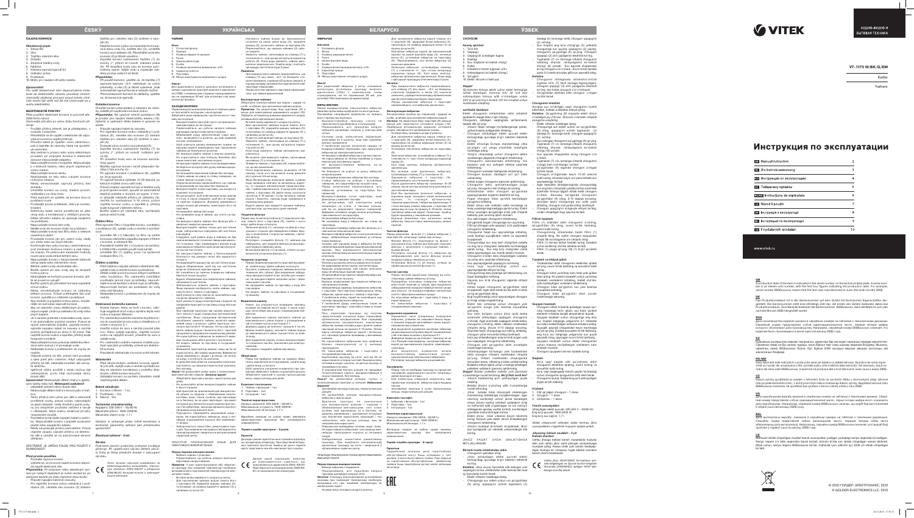VITEK

АУДИО-ВИДЕО И БЫТОВАЯ ТЕХНИКА

VT-1175 W/BK/G/EM

Kettle

Чайник

# Инструкция по эксплуатации

- EN Manual instruction
- DE Die Betriebsanweisung
- RU Инструкция по эксплуатации
- KZ Пайдалану нұсқаулығы
- RO/MD Instrucţiuni de exploatare
- CZ Návod k použití
- UA Інструкція з експлуатації
- BEL Інструкцыя па эксплуатацыі
- UZ Foydalanish qoidalari

www.vitek.ru

© ООО ГОЛДЕР-ЭЛЕКТРОНИКС, 2013
© GOLDER-ELECTRONICS LLC, 2013